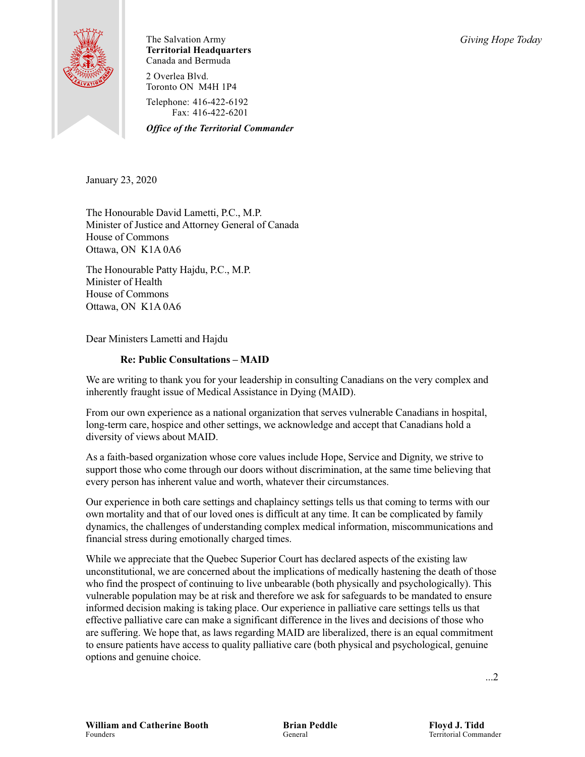The Salvation Army
**Territorial Headquarters**
Canada and Bermuda

2 Overlea Blvd.
Toronto ON M4H 1P4

Telephone: 416-422-6192
Fax: 416-422-6201

***Office of the Territorial Commander***

*Giving Hope Today*

January 23, 2020

The Honourable David Lametti, P.C., M.P.
Minister of Justice and Attorney General of Canada
House of Commons
Ottawa, ON K1A 0A6

The Honourable Patty Hajdu, P.C., M.P.
Minister of Health
House of Commons
Ottawa, ON K1A 0A6

Dear Ministers Lametti and Hajdu

**Re: Public Consultations – MAID**

We are writing to thank you for your leadership in consulting Canadians on the very complex and inherently fraught issue of Medical Assistance in Dying (MAID).

From our own experience as a national organization that serves vulnerable Canadians in hospital, long-term care, hospice and other settings, we acknowledge and accept that Canadians hold a diversity of views about MAID.

As a faith-based organization whose core values include Hope, Service and Dignity, we strive to support those who come through our doors without discrimination, at the same time believing that every person has inherent value and worth, whatever their circumstances.

Our experience in both care settings and chaplaincy settings tells us that coming to terms with our own mortality and that of our loved ones is difficult at any time. It can be complicated by family dynamics, the challenges of understanding complex medical information, miscommunications and financial stress during emotionally charged times.

While we appreciate that the Quebec Superior Court has declared aspects of the existing law unconstitutional, we are concerned about the implications of medically hastening the death of those who find the prospect of continuing to live unbearable (both physically and psychologically). This vulnerable population may be at risk and therefore we ask for safeguards to be mandated to ensure informed decision making is taking place. Our experience in palliative care settings tells us that effective palliative care can make a significant difference in the lives and decisions of those who are suffering. We hope that, as laws regarding MAID are liberalized, there is an equal commitment to ensure patients have access to quality palliative care (both physical and psychological, genuine options and genuine choice.

...2

**William and Catherine Booth**
Founders

**Brian Peddle**
General

**Floyd J. Tidd**
Territorial Commander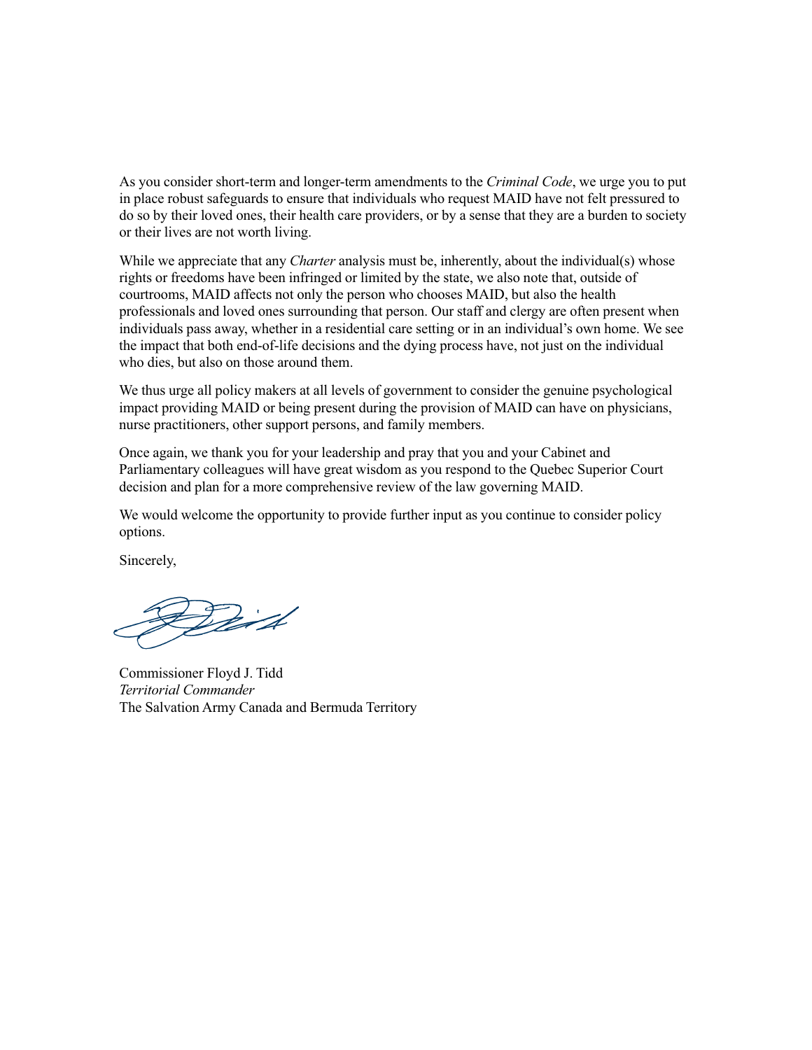As you consider short-term and longer-term amendments to the *Criminal Code*, we urge you to put in place robust safeguards to ensure that individuals who request MAID have not felt pressured to do so by their loved ones, their health care providers, or by a sense that they are a burden to society or their lives are not worth living.

While we appreciate that any *Charter* analysis must be, inherently, about the individual(s) whose rights or freedoms have been infringed or limited by the state, we also note that, outside of courtrooms, MAID affects not only the person who chooses MAID, but also the health professionals and loved ones surrounding that person. Our staff and clergy are often present when individuals pass away, whether in a residential care setting or in an individual's own home. We see the impact that both end-of-life decisions and the dying process have, not just on the individual who dies, but also on those around them.

We thus urge all policy makers at all levels of government to consider the genuine psychological impact providing MAID or being present during the provision of MAID can have on physicians, nurse practitioners, other support persons, and family members.

Once again, we thank you for your leadership and pray that you and your Cabinet and Parliamentary colleagues will have great wisdom as you respond to the Quebec Superior Court decision and plan for a more comprehensive review of the law governing MAID.

We would welcome the opportunity to provide further input as you continue to consider policy options.

Sincerely,

Commissioner Floyd J. Tidd
*Territorial Commander*
The Salvation Army Canada and Bermuda Territory